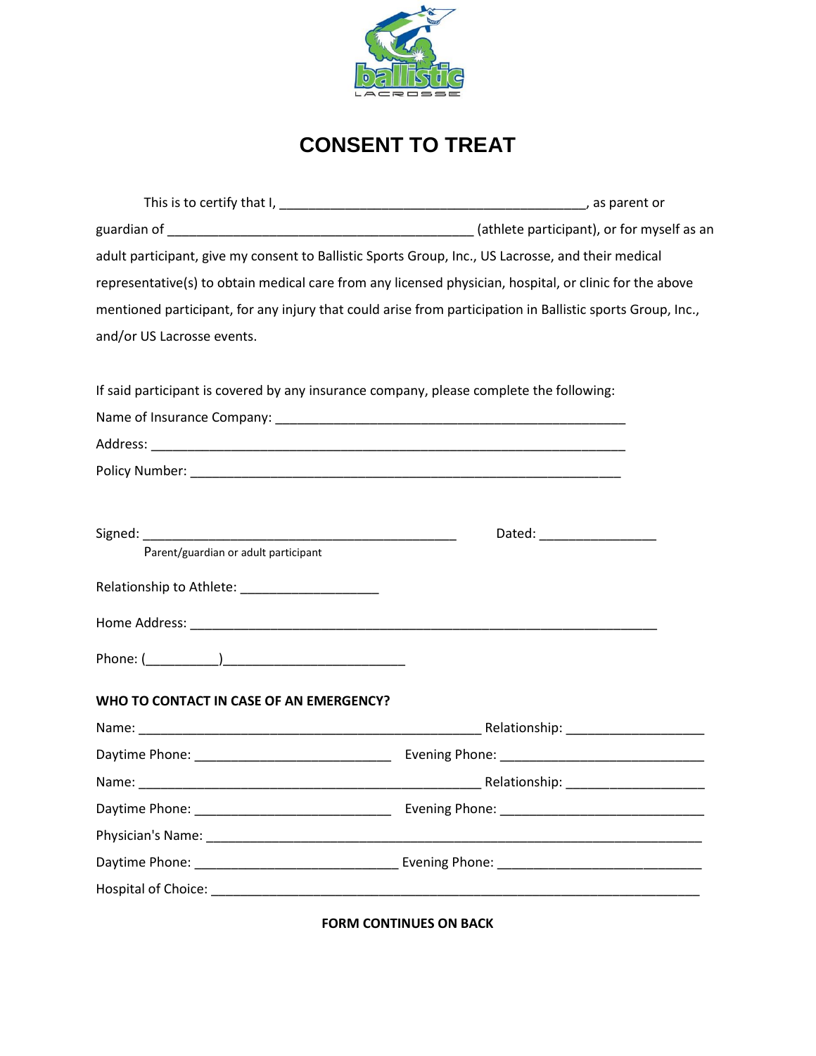ballistic LACROSSE

# CONSENT TO TREAT

This is to certify that I, __________________________________________, as parent or guardian of __________________________________________ (athlete participant), or for myself as an adult participant, give my consent to Ballistic Sports Group, Inc., US Lacrosse, and their medical representative(s) to obtain medical care from any licensed physician, hospital, or clinic for the above mentioned participant, for any injury that could arise from participation in Ballistic sports Group, Inc., and/or US Lacrosse events.

If said participant is covered by any insurance company, please complete the following:

Name of Insurance Company: _________________________________________________

Address: __________________________________________________________________

Policy Number: _____________________________________________________________

Signed: ____________________________________________ Dated: ________________

Parent/guardian or adult participant

Relationship to Athlete: ___________________

Home Address: _____________________________________________________________

Phone: (__________)_________________________

**WHO TO CONTACT IN CASE OF AN EMERGENCY?**

Name: ________________________________________________ Relationship: ___________________

Daytime Phone: ___________________________ Evening Phone: ____________________________

Name: ________________________________________________ Relationship: ___________________

Daytime Phone: ___________________________ Evening Phone: ____________________________

Physician's Name: ____________________________________________________________________

Daytime Phone: ____________________________ Evening Phone: ____________________________

Hospital of Choice: ____________________________________________________________________

**FORM CONTINUES ON BACK**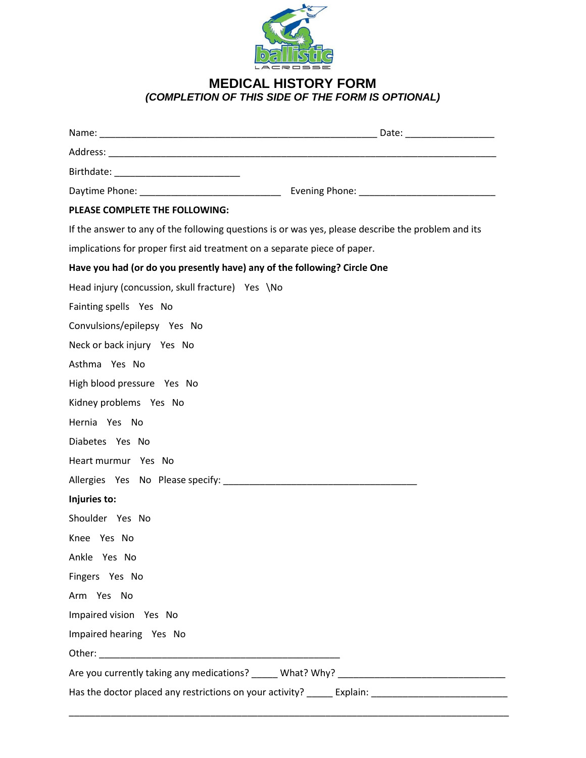# MEDICAL HISTORY FORM

***(COMPLETION OF THIS SIDE OF THE FORM IS OPTIONAL)***

Name: ______________________________________________________ Date: _________________

Address: ____________________________________________________________________________

Birthdate: ________________________

Daytime Phone: ___________________________ Evening Phone: __________________________

**PLEASE COMPLETE THE FOLLOWING:**

If the answer to any of the following questions is or was yes, please describe the problem and its implications for proper first aid treatment on a separate piece of paper.

**Have you had (or do you presently have) any of the following? Circle One**

Head injury (concussion, skull fracture) Yes \No

Fainting spells Yes No

Convulsions/epilepsy Yes No

Neck or back injury Yes No

Asthma Yes No

High blood pressure Yes No

Kidney problems Yes No

Hernia Yes No

Diabetes Yes No

Heart murmur Yes No

Allergies Yes No Please specify: _____________________________________

**Injuries to:**

Shoulder Yes No

Knee Yes No

Ankle Yes No

Fingers Yes No

Arm Yes No

Impaired vision Yes No

Impaired hearing Yes No

Other: ______________________________________________

Are you currently taking any medications? _____ What? Why? ________________________________

Has the doctor placed any restrictions on your activity? _____ Explain: __________________________

_____________________________________________________________________________________